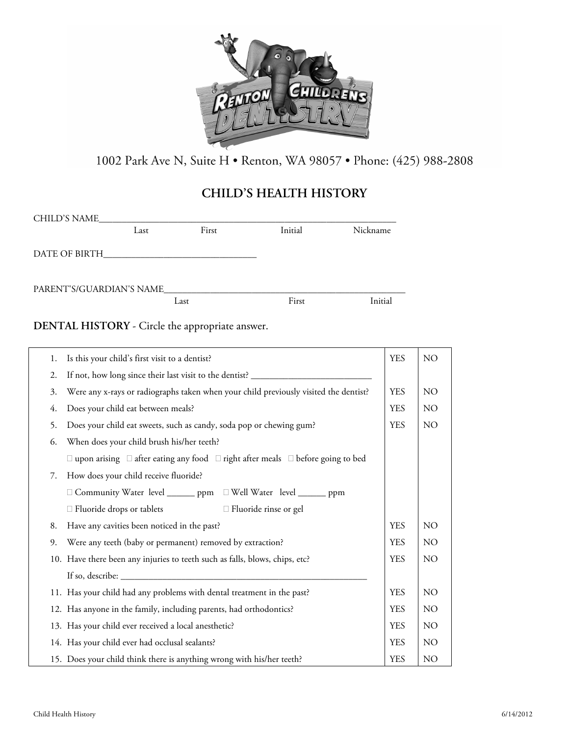1002 Park Ave N, Suite H • Renton, WA 98057 • Phone: (425) 988-2808

# CHILD'S HEALTH HISTORY

CHILD'S NAME_______________________________________________
Last First Initial Nickname

DATE OF BIRTH_______________________________

PARENT'S/GUARDIAN'S NAME_______________________________________________
Last First Initial

**DENTAL HISTORY** - Circle the appropriate answer.

| | | | |
|---|---|---|---|
| 1. | Is this your child's first visit to a dentist? | YES | NO |
| 2. | If not, how long since their last visit to the dentist? __________________________ | | |
| 3. | Were any x-rays or radiographs taken when your child previously visited the dentist? | YES | NO |
| 4. | Does your child eat between meals? | YES | NO |
| 5. | Does your child eat sweets, such as candy, soda pop or chewing gum? | YES | NO |
| 6. | When does your child brush his/her teeth? | | |
| | ☐ upon arising ☐ after eating any food ☐ right after meals ☐ before going to bed | | |
| 7. | How does your child receive fluoride? | | |
| | ☐ Community Water level ______ ppm ☐ Well Water level ______ ppm | | |
| | ☐ Fluoride drops or tablets ☐ Fluoride rinse or gel | | |
| 8. | Have any cavities been noticed in the past? | YES | NO |
| 9. | Were any teeth (baby or permanent) removed by extraction? | YES | NO |
| 10. | Have there been any injuries to teeth such as falls, blows, chips, etc? | YES | NO |
| | If so, describe: _______________________________________________ | | |
| 11. | Has your child had any problems with dental treatment in the past? | YES | NO |
| 12. | Has anyone in the family, including parents, had orthodontics? | YES | NO |
| 13. | Has your child ever received a local anesthetic? | YES | NO |
| 14. | Has your child ever had occlusal sealants? | YES | NO |
| 15. | Does your child think there is anything wrong with his/her teeth? | YES | NO |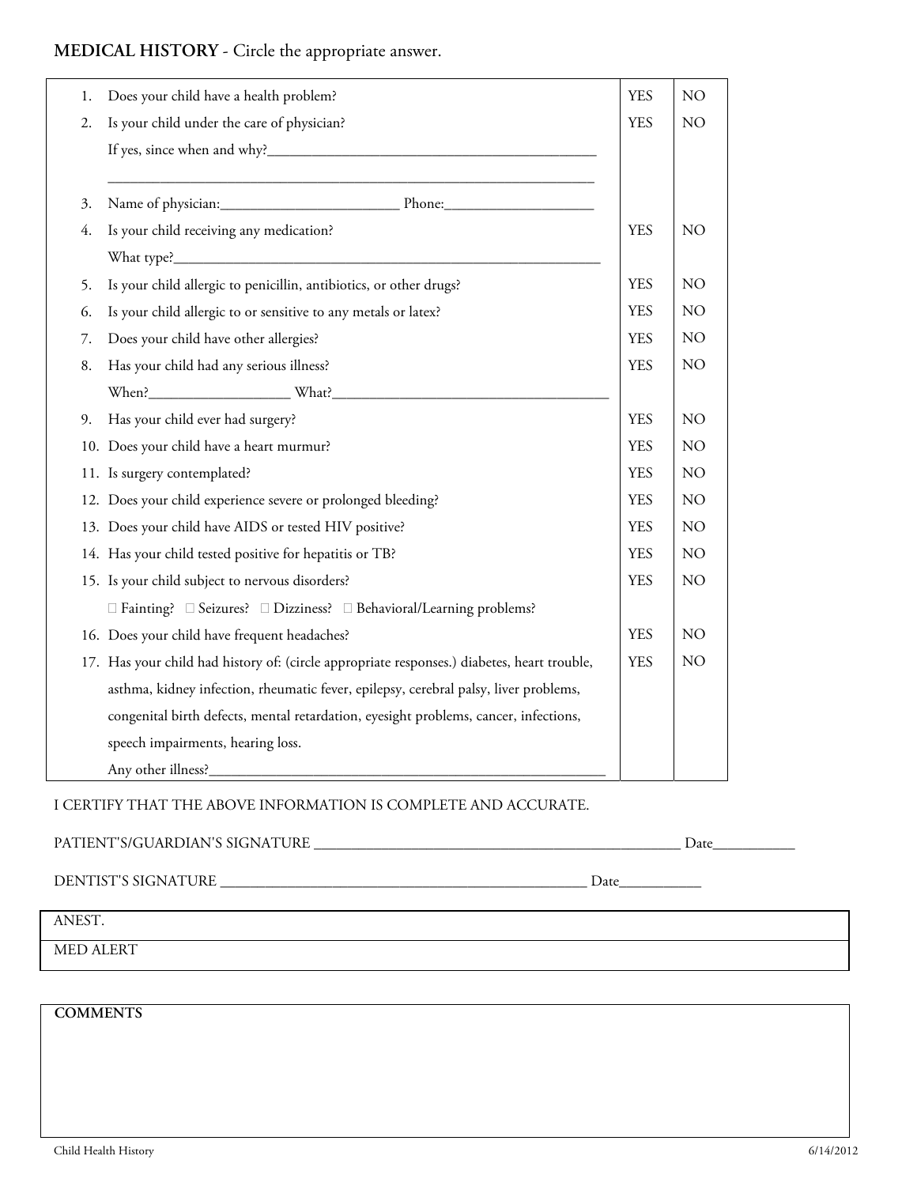**MEDICAL HISTORY** - Circle the appropriate answer.

| | | | |
|---|---|---|---|
| 1. | Does your child have a health problem? | YES | NO |
| 2. | Is your child under the care of physician? | YES | NO |
| | If yes, since when and why?_____________________________________________ | | |
| | _________________________________________________________________ | | |
| 3. | Name of physician:________________________ Phone:____________________ | | |
| 4. | Is your child receiving any medication? | YES | NO |
| | What type?_____________________________________________________ | | |
| 5. | Is your child allergic to penicillin, antibiotics, or other drugs? | YES | NO |
| 6. | Is your child allergic to or sensitive to any metals or latex? | YES | NO |
| 7. | Does your child have other allergies? | YES | NO |
| 8. | Has your child had any serious illness? | YES | NO |
| | When?___________________ What?______________________________________ | | |
| 9. | Has your child ever had surgery? | YES | NO |
| 10. | Does your child have a heart murmur? | YES | NO |
| 11. | Is surgery contemplated? | YES | NO |
| 12. | Does your child experience severe or prolonged bleeding? | YES | NO |
| 13. | Does your child have AIDS or tested HIV positive? | YES | NO |
| 14. | Has your child tested positive for hepatitis or TB? | YES | NO |
| 15. | Is your child subject to nervous disorders? | YES | NO |
| | ☐ Fainting? ☐ Seizures? ☐ Dizziness? ☐ Behavioral/Learning problems? | | |
| 16. | Does your child have frequent headaches? | YES | NO |
| 17. | Has your child had history of: (circle appropriate responses.) diabetes, heart trouble, asthma, kidney infection, rheumatic fever, epilepsy, cerebral palsy, liver problems, congenital birth defects, mental retardation, eyesight problems, cancer, infections, speech impairments, hearing loss. | YES | NO |
| | Any other illness?_______________________________________________________ | | |

I CERTIFY THAT THE ABOVE INFORMATION IS COMPLETE AND ACCURATE.

PATIENT'S/GUARDIAN'S SIGNATURE _______________________________________________ Date___________

DENTIST'S SIGNATURE _______________________________________________ Date___________

| |
|---|
| ANEST. |
| MED ALERT |

**COMMENTS**